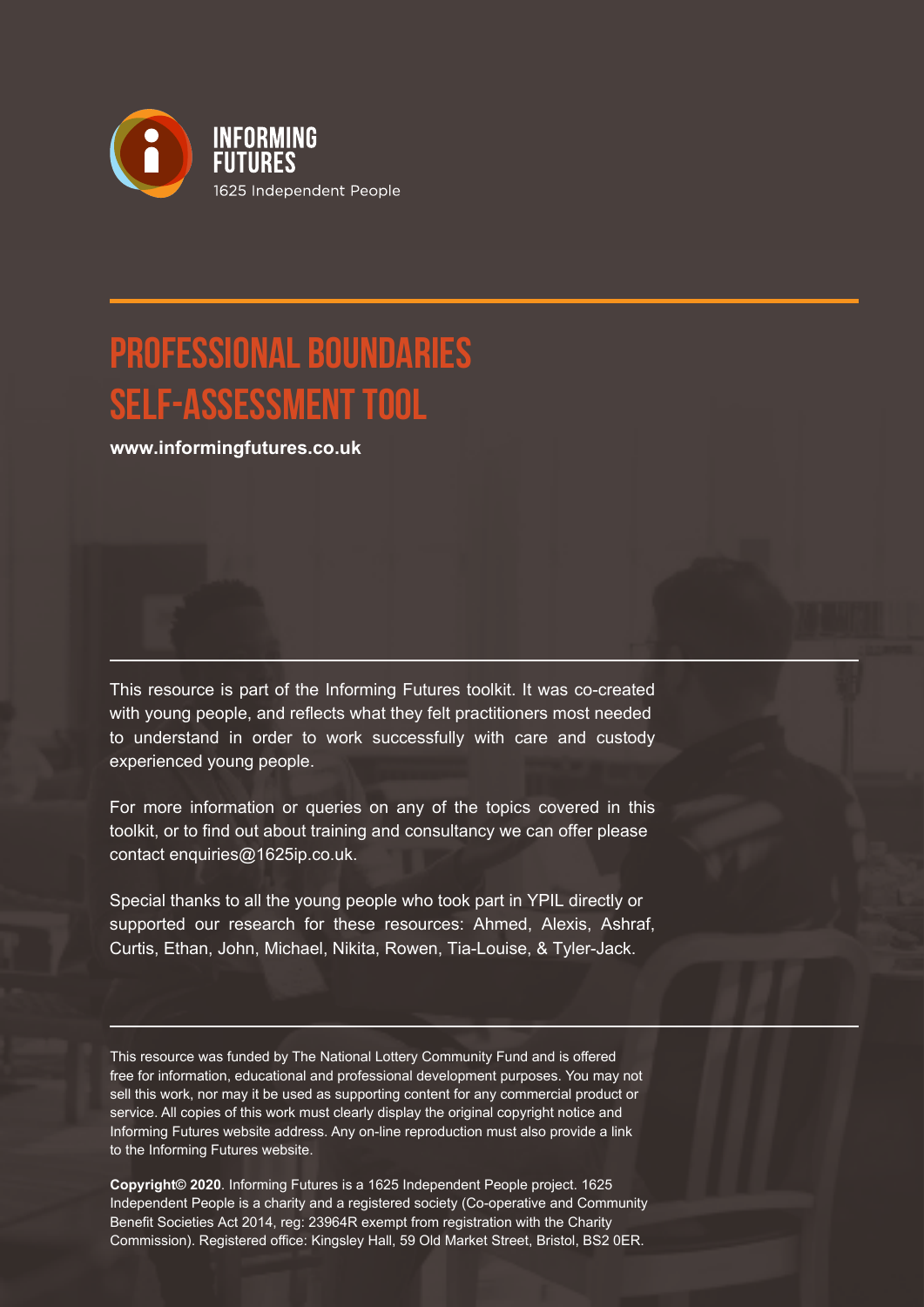INFORMING FUTURES

1625 Independent People

# PROFESSIONAL BOUNDARIES SELF-ASSESSMENT TOOL

**www.informingfutures.co.uk**

This resource is part of the Informing Futures toolkit. It was co-created with young people, and reflects what they felt practitioners most needed to understand in order to work successfully with care and custody experienced young people.

For more information or queries on any of the topics covered in this toolkit, or to find out about training and consultancy we can offer please contact enquiries@1625ip.co.uk.

Special thanks to all the young people who took part in YPIL directly or supported our research for these resources: Ahmed, Alexis, Ashraf, Curtis, Ethan, John, Michael, Nikita, Rowen, Tia-Louise, & Tyler-Jack.

This resource was funded by The National Lottery Community Fund and is offered free for information, educational and professional development purposes. You may not sell this work, nor may it be used as supporting content for any commercial product or service. All copies of this work must clearly display the original copyright notice and Informing Futures website address. Any on-line reproduction must also provide a link to the Informing Futures website.

**Copyright© 2020**. Informing Futures is a 1625 Independent People project. 1625 Independent People is a charity and a registered society (Co-operative and Community Benefit Societies Act 2014, reg: 23964R exempt from registration with the Charity Commission). Registered office: Kingsley Hall, 59 Old Market Street, Bristol, BS2 0ER.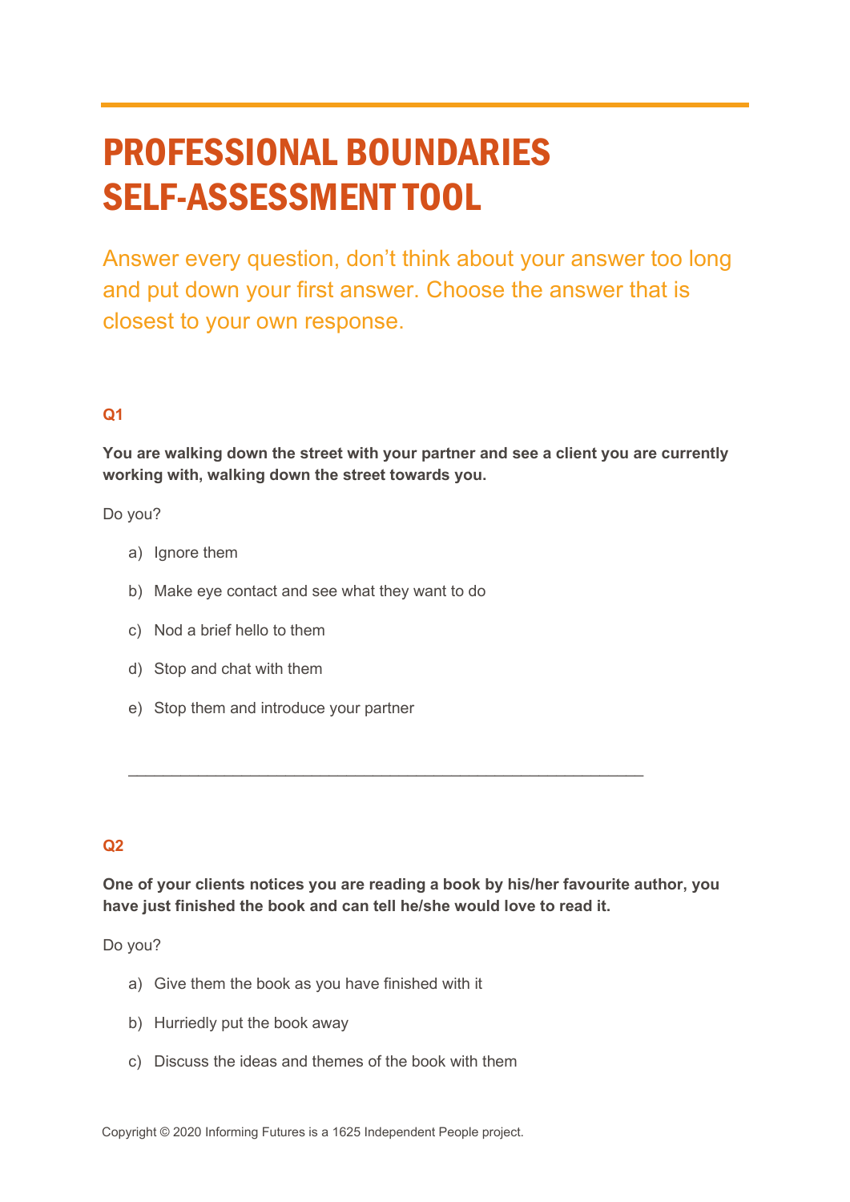# PROFESSIONAL BOUNDARIES SELF-ASSESSMENT TOOL

Answer every question, don't think about your answer too long and put down your first answer. Choose the answer that is closest to your own response.

### Q1

**You are walking down the street with your partner and see a client you are currently working with, walking down the street towards you.**

Do you?

a) Ignore them

b) Make eye contact and see what they want to do

c) Nod a brief hello to them

d) Stop and chat with them

e) Stop them and introduce your partner

___

### Q2

**One of your clients notices you are reading a book by his/her favourite author, you have just finished the book and can tell he/she would love to read it.**

Do you?

a) Give them the book as you have finished with it

b) Hurriedly put the book away

c) Discuss the ideas and themes of the book with them

Copyright © 2020 Informing Futures is a 1625 Independent People project.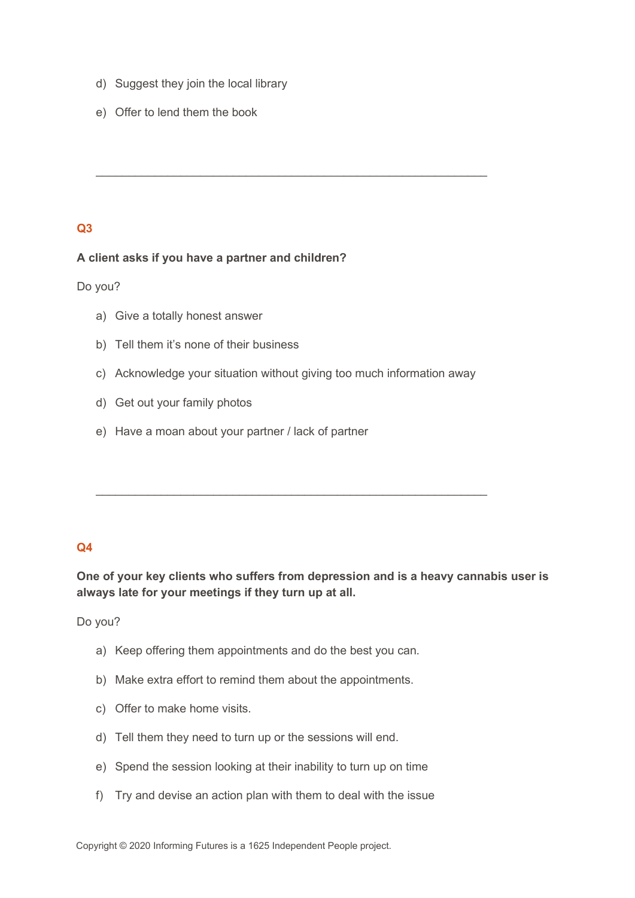d) Suggest they join the local library

e) Offer to lend them the book

---

### Q3

**A client asks if you have a partner and children?**

Do you?

a) Give a totally honest answer

b) Tell them it's none of their business

c) Acknowledge your situation without giving too much information away

d) Get out your family photos

e) Have a moan about your partner / lack of partner

---

### Q4

**One of your key clients who suffers from depression and is a heavy cannabis user is always late for your meetings if they turn up at all.**

Do you?

a) Keep offering them appointments and do the best you can.

b) Make extra effort to remind them about the appointments.

c) Offer to make home visits.

d) Tell them they need to turn up or the sessions will end.

e) Spend the session looking at their inability to turn up on time

f) Try and devise an action plan with them to deal with the issue

Copyright © 2020 Informing Futures is a 1625 Independent People project.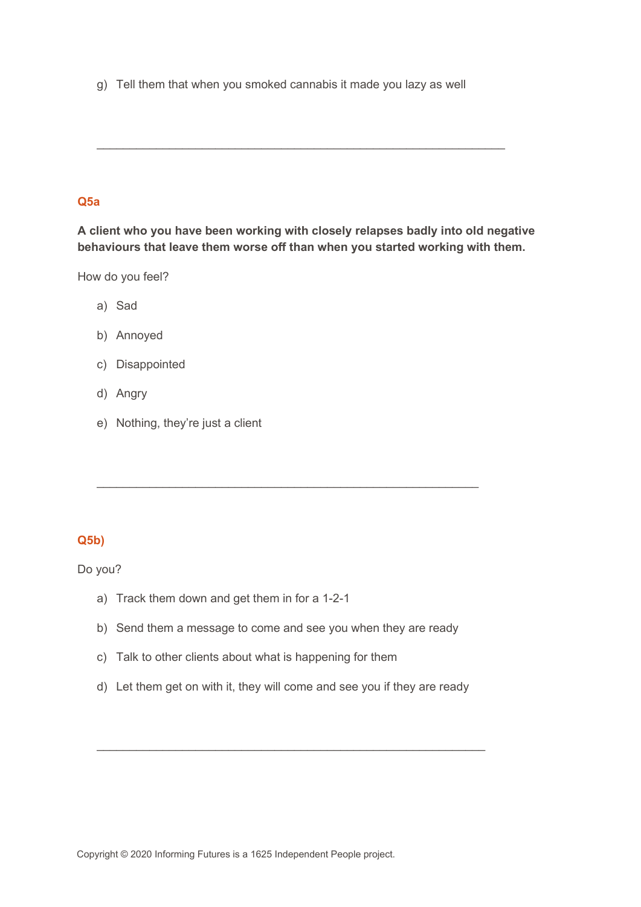g) Tell them that when you smoked cannabis it made you lazy as well

_______________________________________________________________

### Q5a

**A client who you have been working with closely relapses badly into old negative behaviours that leave them worse off than when you started working with them.**

How do you feel?

a) Sad

b) Annoyed

c) Disappointed

d) Angry

e) Nothing, they're just a client

_______________________________________________________________

### Q5b)

Do you?

a) Track them down and get them in for a 1-2-1

b) Send them a message to come and see you when they are ready

c) Talk to other clients about what is happening for them

d) Let them get on with it, they will come and see you if they are ready

_______________________________________________________________

Copyright © 2020 Informing Futures is a 1625 Independent People project.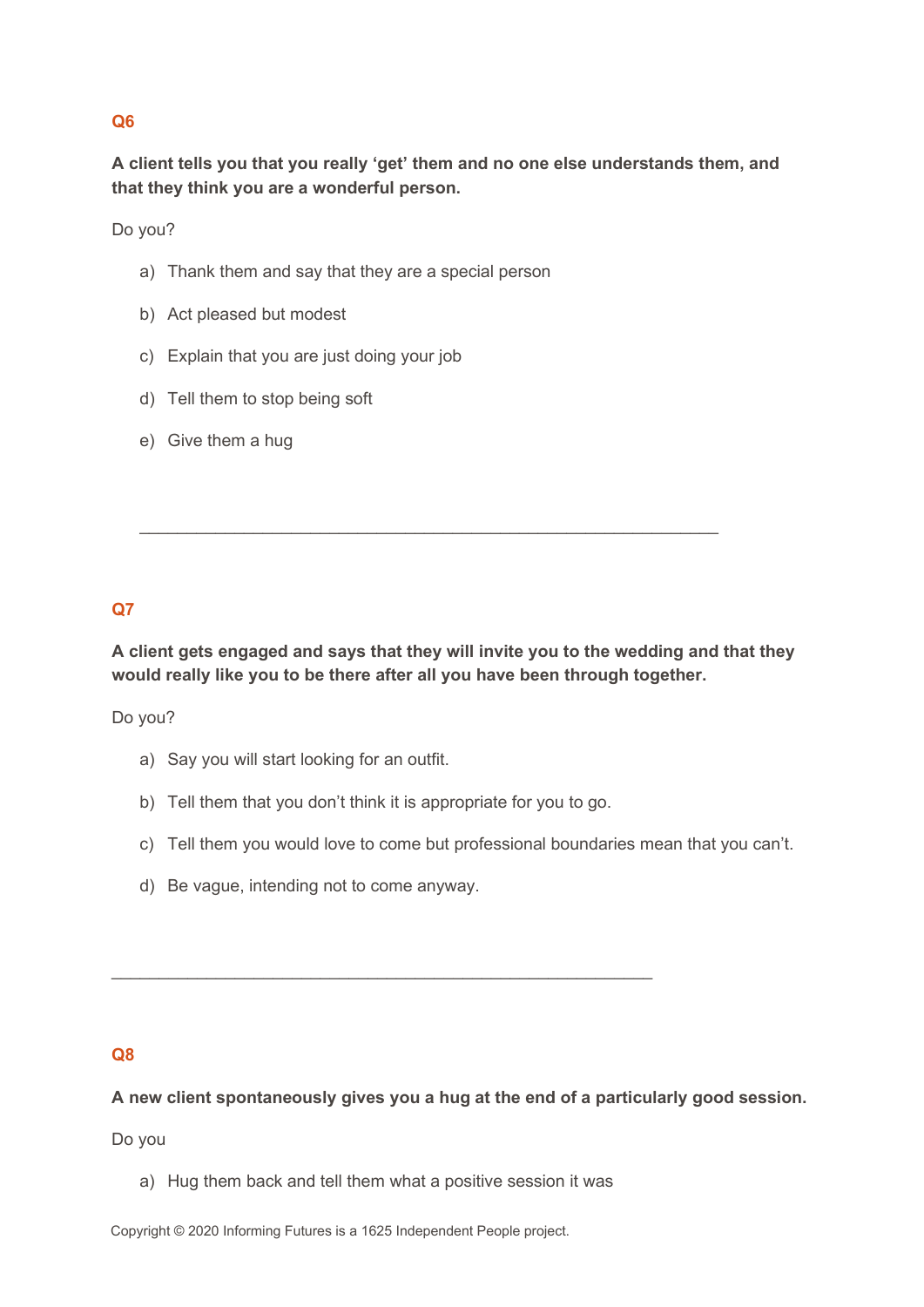## Q6

**A client tells you that you really 'get' them and no one else understands them, and that they think you are a wonderful person.**

Do you?

a) Thank them and say that they are a special person

b) Act pleased but modest

c) Explain that you are just doing your job

d) Tell them to stop being soft

e) Give them a hug

_______________________________________________________________

## Q7

**A client gets engaged and says that they will invite you to the wedding and that they would really like you to be there after all you have been through together.**

Do you?

a) Say you will start looking for an outfit.

b) Tell them that you don't think it is appropriate for you to go.

c) Tell them you would love to come but professional boundaries mean that you can't.

d) Be vague, intending not to come anyway.

_______________________________________________________________

## Q8

**A new client spontaneously gives you a hug at the end of a particularly good session.**

Do you

a) Hug them back and tell them what a positive session it was

Copyright © 2020 Informing Futures is a 1625 Independent People project.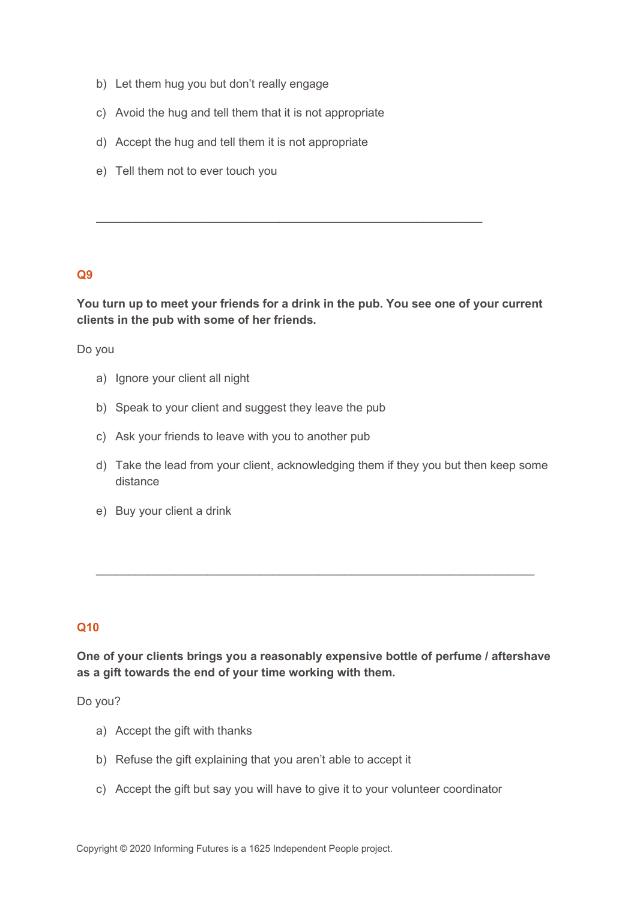b) Let them hug you but don't really engage

c) Avoid the hug and tell them that it is not appropriate

d) Accept the hug and tell them it is not appropriate

e) Tell them not to ever touch you

___________________________________________________________

**Q9**

**You turn up to meet your friends for a drink in the pub. You see one of your current clients in the pub with some of her friends.**

Do you

a) Ignore your client all night

b) Speak to your client and suggest they leave the pub

c) Ask your friends to leave with you to another pub

d) Take the lead from your client, acknowledging them if they you but then keep some distance

e) Buy your client a drink

___________________________________________________________________

**Q10**

**One of your clients brings you a reasonably expensive bottle of perfume / aftershave as a gift towards the end of your time working with them.**

Do you?

a) Accept the gift with thanks

b) Refuse the gift explaining that you aren't able to accept it

c) Accept the gift but say you will have to give it to your volunteer coordinator

Copyright © 2020 Informing Futures is a 1625 Independent People project.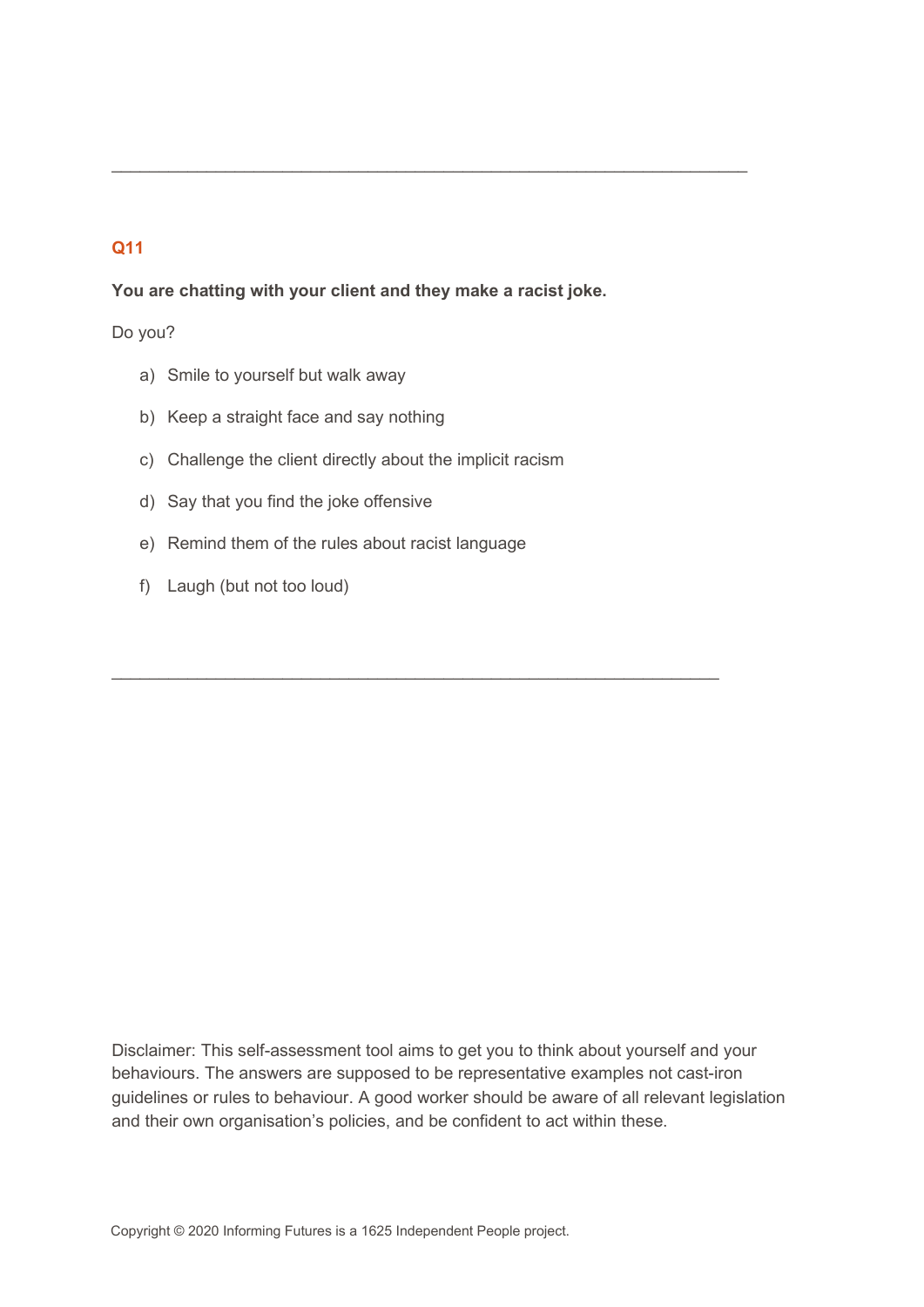---

## Q11

**You are chatting with your client and they make a racist joke.**

Do you?

a) Smile to yourself but walk away

b) Keep a straight face and say nothing

c) Challenge the client directly about the implicit racism

d) Say that you find the joke offensive

e) Remind them of the rules about racist language

f) Laugh (but not too loud)

---

Disclaimer: This self-assessment tool aims to get you to think about yourself and your behaviours. The answers are supposed to be representative examples not cast-iron guidelines or rules to behaviour. A good worker should be aware of all relevant legislation and their own organisation's policies, and be confident to act within these.

Copyright © 2020 Informing Futures is a 1625 Independent People project.